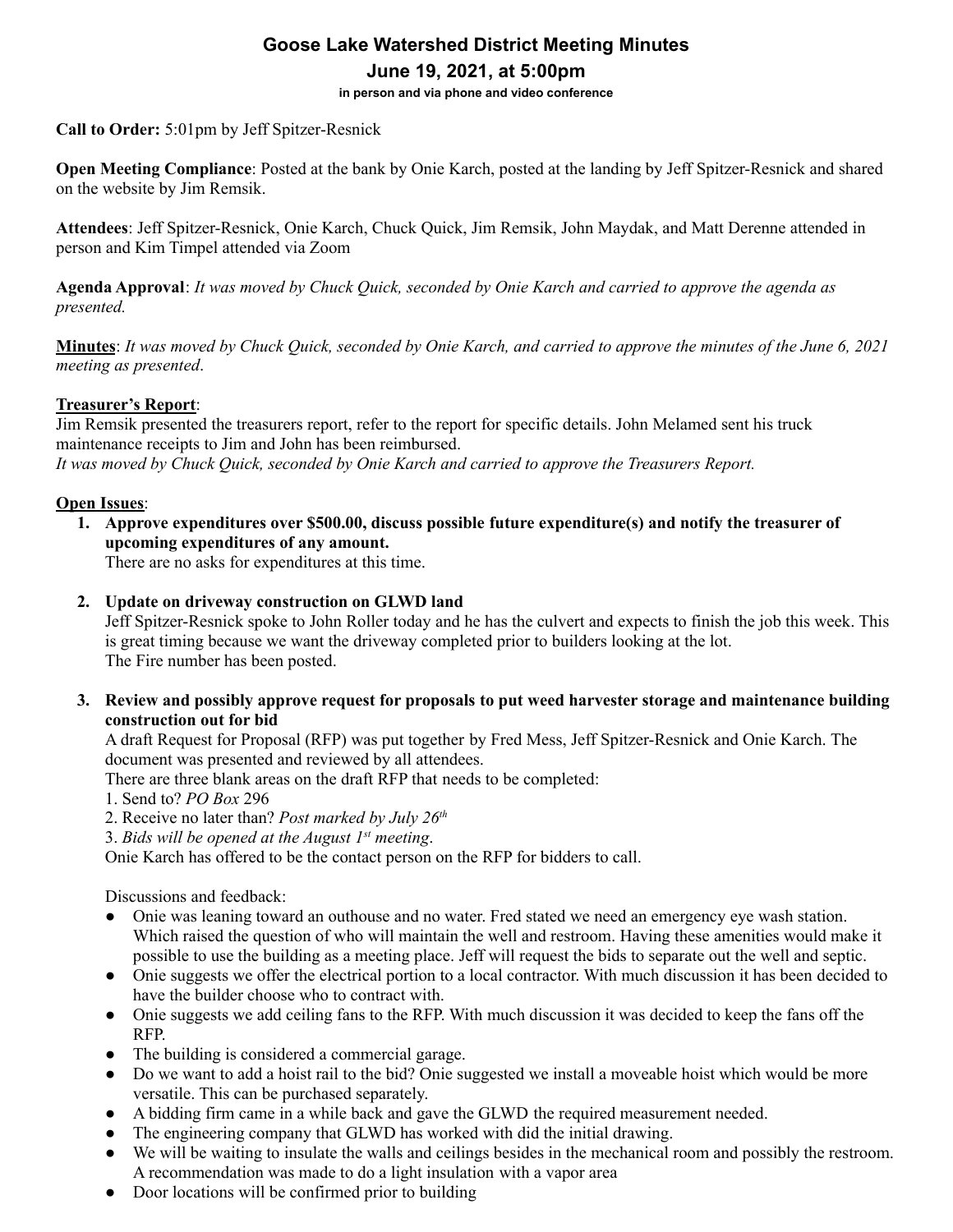# Goose Lake Watershed District Meeting Minutes

## June 19, 2021, at 5:00pm

**in person and via phone and video conference**

**Call to Order:** 5:01pm by Jeff Spitzer-Resnick

**Open Meeting Compliance**: Posted at the bank by Onie Karch, posted at the landing by Jeff Spitzer-Resnick and shared on the website by Jim Remsik.

**Attendees**: Jeff Spitzer-Resnick, Onie Karch, Chuck Quick, Jim Remsik, John Maydak, and Matt Derenne attended in person and Kim Timpel attended via Zoom

**Agenda Approval**: *It was moved by Chuck Quick, seconded by Onie Karch and carried to approve the agenda as presented.*

**Minutes**: *It was moved by Chuck Quick, seconded by Onie Karch, and carried to approve the minutes of the June 6, 2021 meeting as presented*.

**Treasurer's Report**:

Jim Remsik presented the treasurers report, refer to the report for specific details. John Melamed sent his truck maintenance receipts to Jim and John has been reimbursed.

*It was moved by Chuck Quick, seconded by Onie Karch and carried to approve the Treasurers Report.*

**Open Issues**:

1. **Approve expenditures over $500.00, discuss possible future expenditure(s) and notify the treasurer of upcoming expenditures of any amount.**

   There are no asks for expenditures at this time.

2. **Update on driveway construction on GLWD land**

   Jeff Spitzer-Resnick spoke to John Roller today and he has the culvert and expects to finish the job this week. This is great timing because we want the driveway completed prior to builders looking at the lot.

   The Fire number has been posted.

3. **Review and possibly approve request for proposals to put weed harvester storage and maintenance building construction out for bid**

   A draft Request for Proposal (RFP) was put together by Fred Mess, Jeff Spitzer-Resnick and Onie Karch. The document was presented and reviewed by all attendees.

   There are three blank areas on the draft RFP that needs to be completed:

   1. Send to? *PO Box* 296
   2. Receive no later than? *Post marked by July 26th*
   3. *Bids will be opened at the August 1st meeting*.

   Onie Karch has offered to be the contact person on the RFP for bidders to call.

   Discussions and feedback:

   - Onie was leaning toward an outhouse and no water. Fred stated we need an emergency eye wash station. Which raised the question of who will maintain the well and restroom. Having these amenities would make it possible to use the building as a meeting place. Jeff will request the bids to separate out the well and septic.
   - Onie suggests we offer the electrical portion to a local contractor. With much discussion it has been decided to have the builder choose who to contract with.
   - Onie suggests we add ceiling fans to the RFP. With much discussion it was decided to keep the fans off the RFP.
   - The building is considered a commercial garage.
   - Do we want to add a hoist rail to the bid? Onie suggested we install a moveable hoist which would be more versatile. This can be purchased separately.
   - A bidding firm came in a while back and gave the GLWD the required measurement needed.
   - The engineering company that GLWD has worked with did the initial drawing.
   - We will be waiting to insulate the walls and ceilings besides in the mechanical room and possibly the restroom. A recommendation was made to do a light insulation with a vapor area
   - Door locations will be confirmed prior to building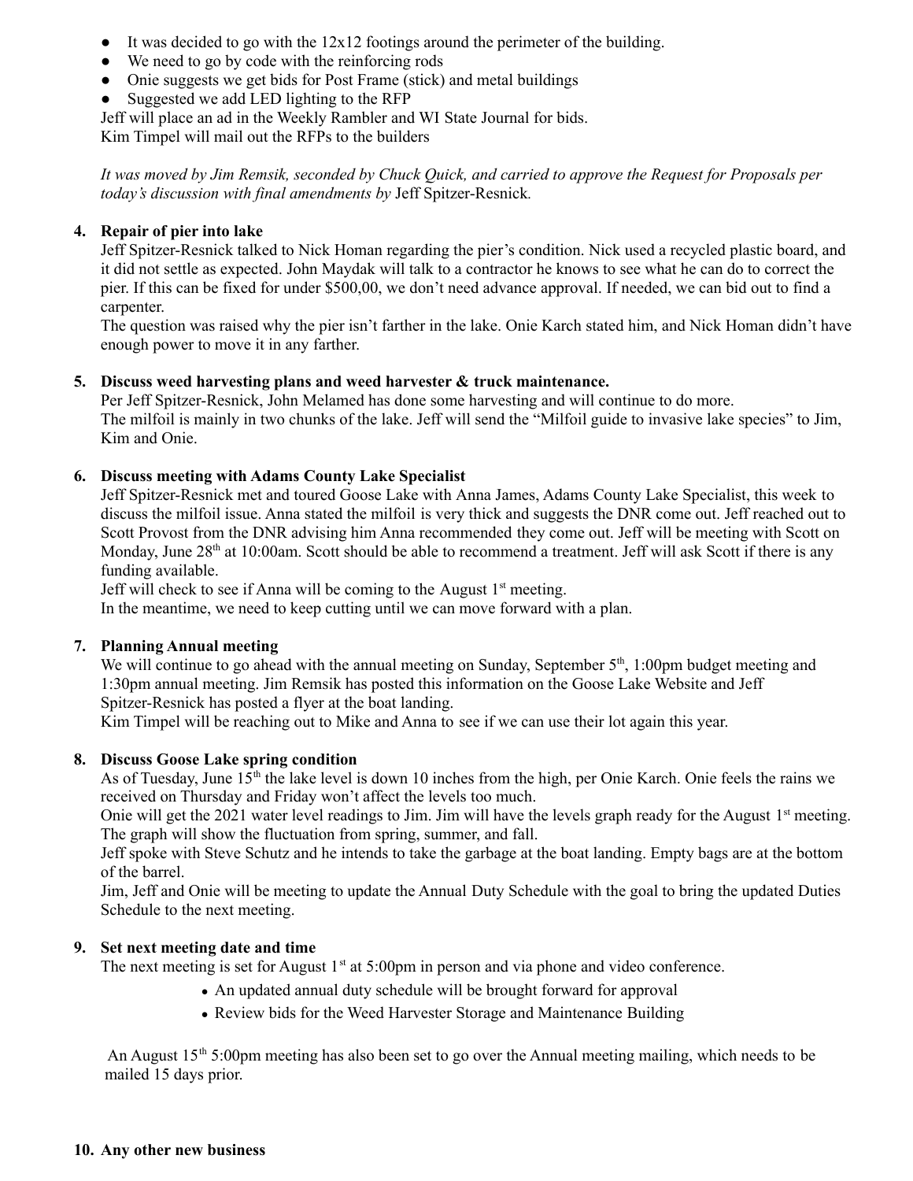- It was decided to go with the 12x12 footings around the perimeter of the building.
- We need to go by code with the reinforcing rods
- Onie suggests we get bids for Post Frame (stick) and metal buildings
- Suggested we add LED lighting to the RFP

Jeff will place an ad in the Weekly Rambler and WI State Journal for bids.
Kim Timpel will mail out the RFPs to the builders

*It was moved by Jim Remsik, seconded by Chuck Quick, and carried to approve the Request for Proposals per today's discussion with final amendments by* Jeff Spitzer-Resnick*.*

**4. Repair of pier into lake**

Jeff Spitzer-Resnick talked to Nick Homan regarding the pier's condition. Nick used a recycled plastic board, and it did not settle as expected. John Maydak will talk to a contractor he knows to see what he can do to correct the pier. If this can be fixed for under $500,00, we don't need advance approval. If needed, we can bid out to find a carpenter.
The question was raised why the pier isn't farther in the lake. Onie Karch stated him, and Nick Homan didn't have enough power to move it in any farther.

**5. Discuss weed harvesting plans and weed harvester & truck maintenance.**

Per Jeff Spitzer-Resnick, John Melamed has done some harvesting and will continue to do more.
The milfoil is mainly in two chunks of the lake. Jeff will send the "Milfoil guide to invasive lake species" to Jim, Kim and Onie.

**6. Discuss meeting with Adams County Lake Specialist**

Jeff Spitzer-Resnick met and toured Goose Lake with Anna James, Adams County Lake Specialist, this week to discuss the milfoil issue. Anna stated the milfoil is very thick and suggests the DNR come out. Jeff reached out to Scott Provost from the DNR advising him Anna recommended they come out. Jeff will be meeting with Scott on Monday, June 28th at 10:00am. Scott should be able to recommend a treatment. Jeff will ask Scott if there is any funding available.
Jeff will check to see if Anna will be coming to the August 1st meeting.
In the meantime, we need to keep cutting until we can move forward with a plan.

**7. Planning Annual meeting**

We will continue to go ahead with the annual meeting on Sunday, September 5th, 1:00pm budget meeting and 1:30pm annual meeting. Jim Remsik has posted this information on the Goose Lake Website and Jeff Spitzer-Resnick has posted a flyer at the boat landing.
Kim Timpel will be reaching out to Mike and Anna to see if we can use their lot again this year.

**8. Discuss Goose Lake spring condition**

As of Tuesday, June 15th the lake level is down 10 inches from the high, per Onie Karch. Onie feels the rains we received on Thursday and Friday won't affect the levels too much.
Onie will get the 2021 water level readings to Jim. Jim will have the levels graph ready for the August 1st meeting. The graph will show the fluctuation from spring, summer, and fall.
Jeff spoke with Steve Schutz and he intends to take the garbage at the boat landing. Empty bags are at the bottom of the barrel.
Jim, Jeff and Onie will be meeting to update the Annual Duty Schedule with the goal to bring the updated Duties Schedule to the next meeting.

**9. Set next meeting date and time**

The next meeting is set for August 1st at 5:00pm in person and via phone and video conference.

- An updated annual duty schedule will be brought forward for approval
- Review bids for the Weed Harvester Storage and Maintenance Building

An August 15th 5:00pm meeting has also been set to go over the Annual meeting mailing, which needs to be mailed 15 days prior.

**10. Any other new business**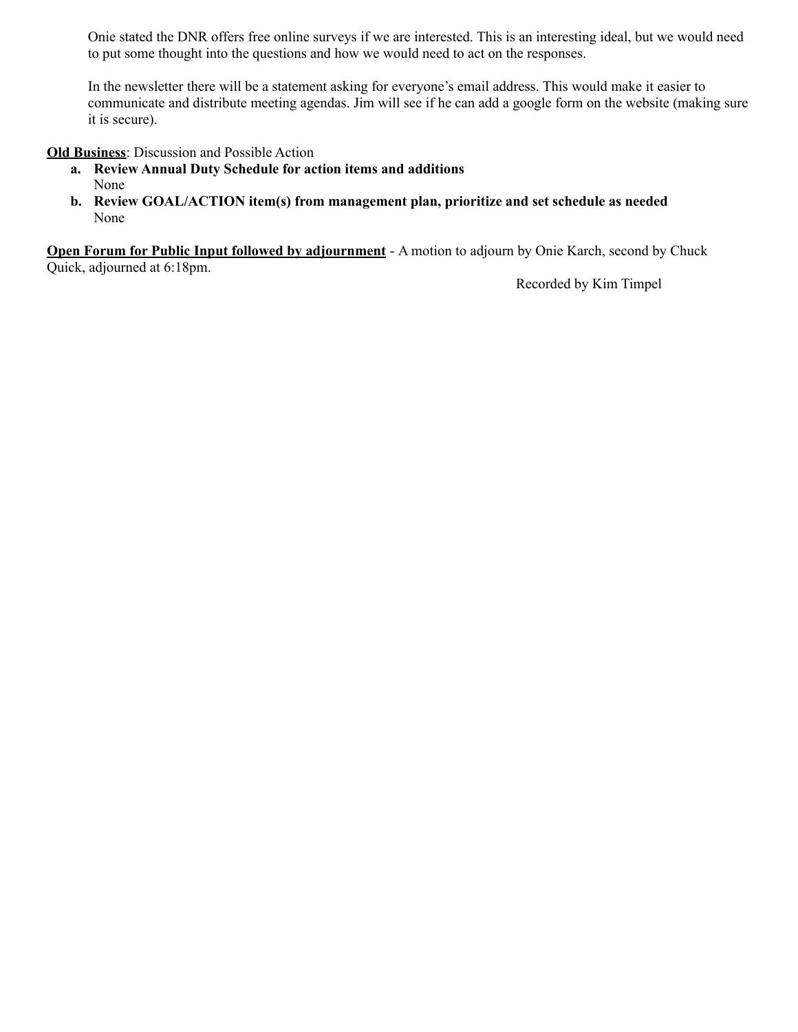Onie stated the DNR offers free online surveys if we are interested. This is an interesting ideal, but we would need to put some thought into the questions and how we would need to act on the responses.

In the newsletter there will be a statement asking for everyone's email address. This would make it easier to communicate and distribute meeting agendas. Jim will see if he can add a google form on the website (making sure it is secure).

**Old Business**: Discussion and Possible Action

a. **Review Annual Duty Schedule for action items and additions**
   None
b. **Review GOAL/ACTION item(s) from management plan, prioritize and set schedule as needed**
   None

**Open Forum for Public Input followed by adjournment** - A motion to adjourn by Onie Karch, second by Chuck Quick, adjourned at 6:18pm.

Recorded by Kim Timpel